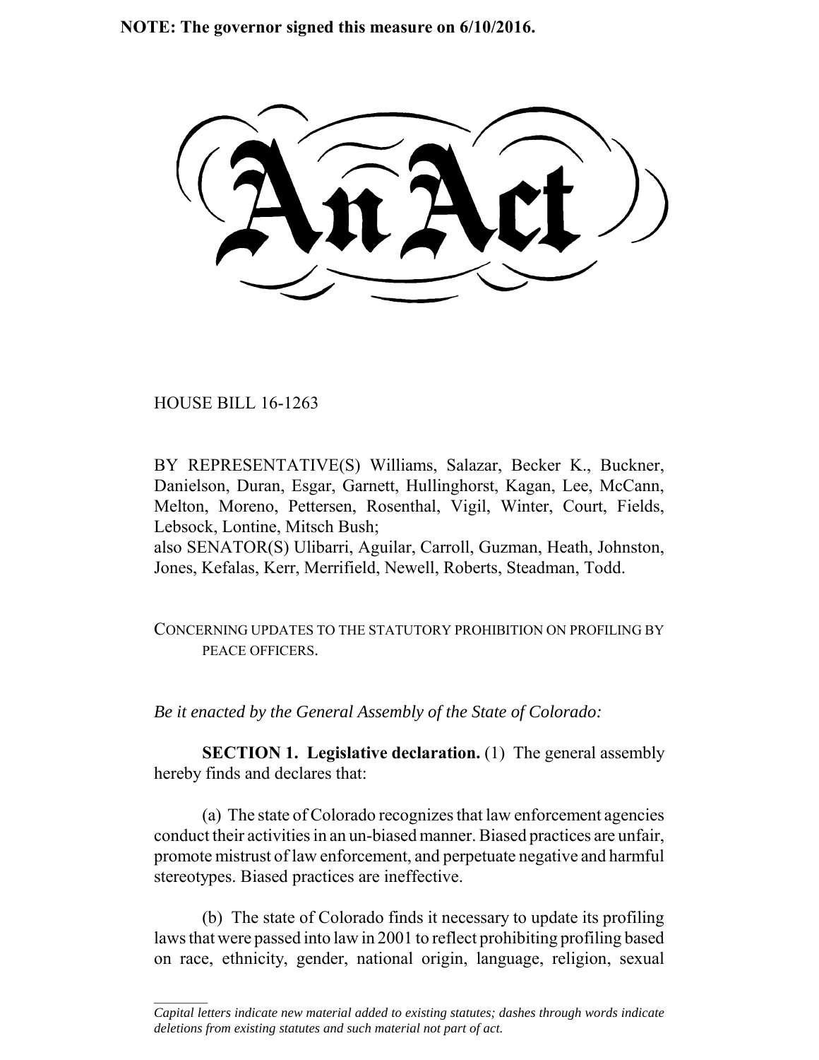**NOTE: The governor signed this measure on 6/10/2016.**

# An Act

HOUSE BILL 16-1263

BY REPRESENTATIVE(S) Williams, Salazar, Becker K., Buckner, Danielson, Duran, Esgar, Garnett, Hullinghorst, Kagan, Lee, McCann, Melton, Moreno, Pettersen, Rosenthal, Vigil, Winter, Court, Fields, Lebsock, Lontine, Mitsch Bush;
also SENATOR(S) Ulibarri, Aguilar, Carroll, Guzman, Heath, Johnston, Jones, Kefalas, Kerr, Merrifield, Newell, Roberts, Steadman, Todd.

CONCERNING UPDATES TO THE STATUTORY PROHIBITION ON PROFILING BY PEACE OFFICERS.

*Be it enacted by the General Assembly of the State of Colorado:*

**SECTION 1. Legislative declaration.** (1) The general assembly hereby finds and declares that:

(a) The state of Colorado recognizes that law enforcement agencies conduct their activities in an un-biased manner. Biased practices are unfair, promote mistrust of law enforcement, and perpetuate negative and harmful stereotypes. Biased practices are ineffective.

(b) The state of Colorado finds it necessary to update its profiling laws that were passed into law in 2001 to reflect prohibiting profiling based on race, ethnicity, gender, national origin, language, religion, sexual

---

*Capital letters indicate new material added to existing statutes; dashes through words indicate deletions from existing statutes and such material not part of act.*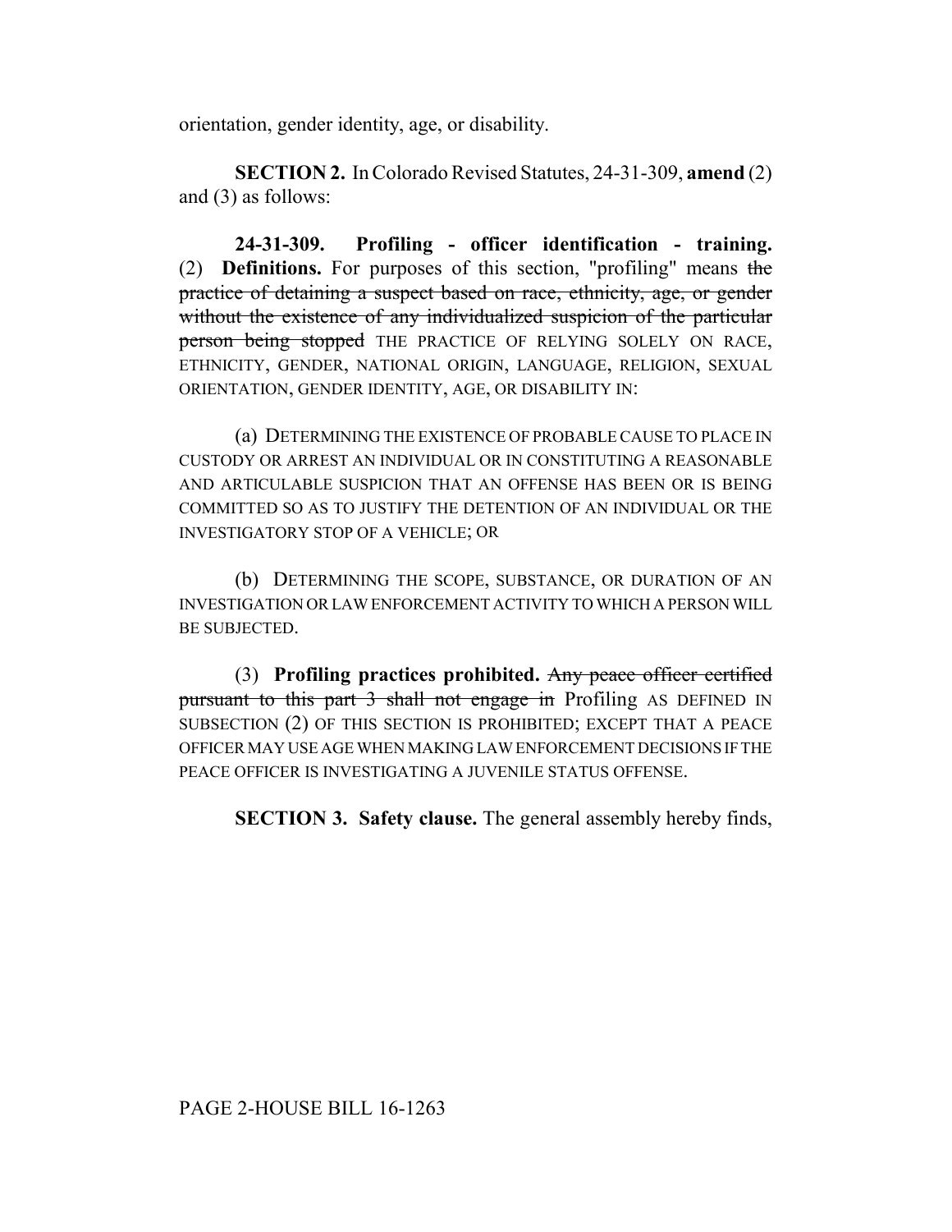orientation, gender identity, age, or disability.

**SECTION 2.** In Colorado Revised Statutes, 24-31-309, **amend** (2) and (3) as follows:

**24-31-309. Profiling - officer identification - training.** (2) **Definitions.** For purposes of this section, "profiling" means ~~the practice of detaining a suspect based on race, ethnicity, age, or gender without the existence of any individualized suspicion of the particular person being stopped~~ THE PRACTICE OF RELYING SOLELY ON RACE, ETHNICITY, GENDER, NATIONAL ORIGIN, LANGUAGE, RELIGION, SEXUAL ORIENTATION, GENDER IDENTITY, AGE, OR DISABILITY IN:

(a) DETERMINING THE EXISTENCE OF PROBABLE CAUSE TO PLACE IN CUSTODY OR ARREST AN INDIVIDUAL OR IN CONSTITUTING A REASONABLE AND ARTICULABLE SUSPICION THAT AN OFFENSE HAS BEEN OR IS BEING COMMITTED SO AS TO JUSTIFY THE DETENTION OF AN INDIVIDUAL OR THE INVESTIGATORY STOP OF A VEHICLE; OR

(b) DETERMINING THE SCOPE, SUBSTANCE, OR DURATION OF AN INVESTIGATION OR LAW ENFORCEMENT ACTIVITY TO WHICH A PERSON WILL BE SUBJECTED.

(3) **Profiling practices prohibited.** ~~Any peace officer certified pursuant to this part 3 shall not engage in~~ Profiling AS DEFINED IN SUBSECTION (2) OF THIS SECTION IS PROHIBITED; EXCEPT THAT A PEACE OFFICER MAY USE AGE WHEN MAKING LAW ENFORCEMENT DECISIONS IF THE PEACE OFFICER IS INVESTIGATING A JUVENILE STATUS OFFENSE.

**SECTION 3. Safety clause.** The general assembly hereby finds,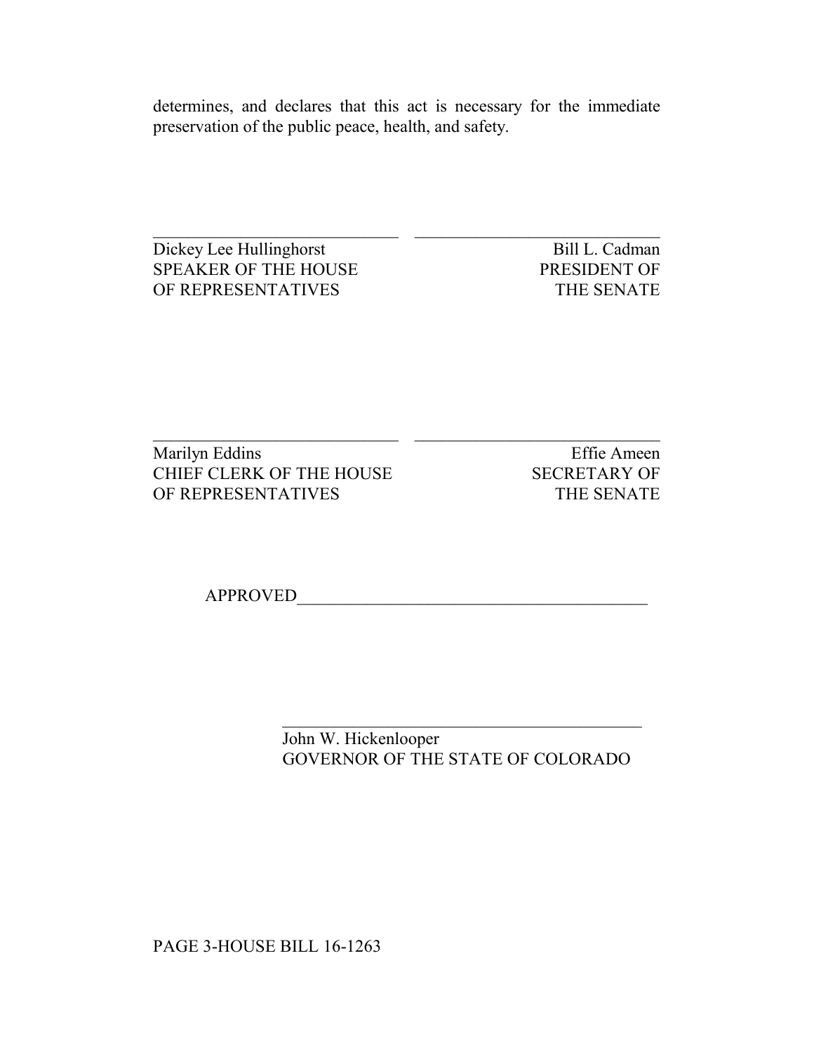determines, and declares that this act is necessary for the immediate preservation of the public peace, health, and safety.

| | |
|---|---|
| ____________________________ | ____________________________ |
| Dickey Lee Hullinghorst | Bill L. Cadman |
| SPEAKER OF THE HOUSE OF REPRESENTATIVES | PRESIDENT OF THE SENATE |

| | |
|---|---|
| ____________________________ | ____________________________ |
| Marilyn Eddins | Effie Ameen |
| CHIEF CLERK OF THE HOUSE OF REPRESENTATIVES | SECRETARY OF THE SENATE |

APPROVED________________________________________

____________________________________________
John W. Hickenlooper
GOVERNOR OF THE STATE OF COLORADO

PAGE 3-HOUSE BILL 16-1263